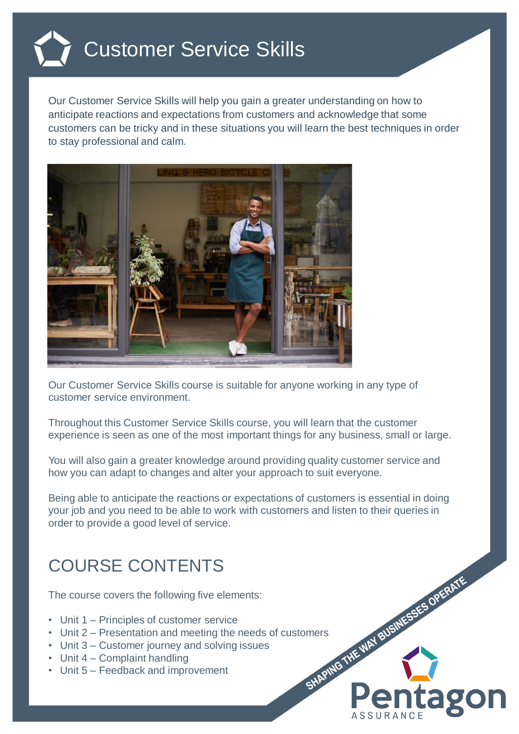# Customer Service Skills

Our Customer Service Skills will help you gain a greater understanding on how to anticipate reactions and expectations from customers and acknowledge that some customers can be tricky and in these situations you will learn the best techniques in order to stay professional and calm.

Our Customer Service Skills course is suitable for anyone working in any type of customer service environment.

Throughout this Customer Service Skills course, you will learn that the customer experience is seen as one of the most important things for any business, small or large.

You will also gain a greater knowledge around providing quality customer service and how you can adapt to changes and alter your approach to suit everyone.

Being able to anticipate the reactions or expectations of customers is essential in doing your job and you need to be able to work with customers and listen to their queries in order to provide a good level of service.

## COURSE CONTENTS

The course covers the following five elements:

- Unit 1 – Principles of customer service
- Unit 2 – Presentation and meeting the needs of customers
- Unit 3 – Customer journey and solving issues
- Unit 4 – Complaint handling
- Unit 5 – Feedback and improvement

SHAPING THE WAY BUSINESSES OPERATE

Pentagon ASSURANCE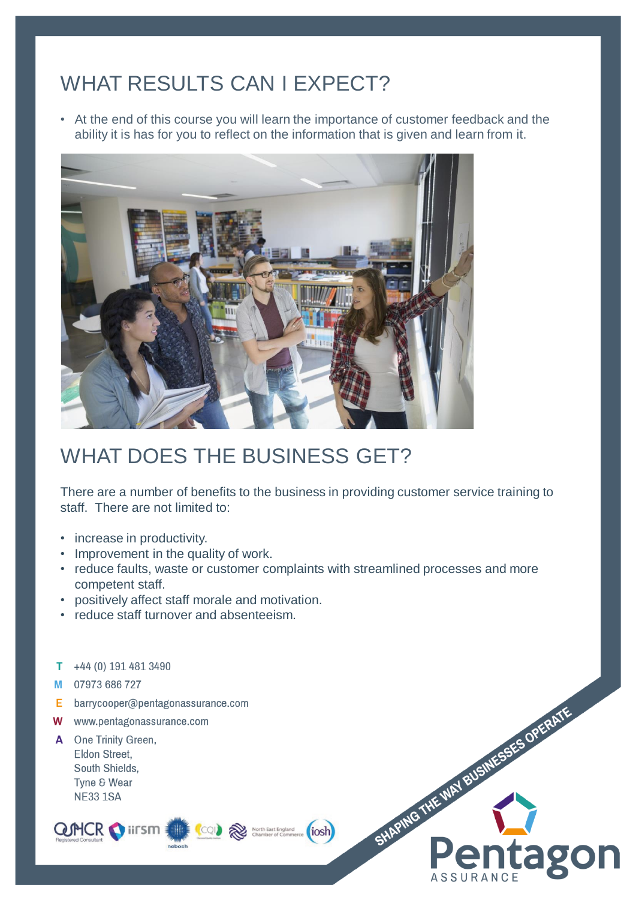# WHAT RESULTS CAN I EXPECT?

- At the end of this course you will learn the importance of customer feedback and the ability it is has for you to reflect on the information that is given and learn from it.

# WHAT DOES THE BUSINESS GET?

There are a number of benefits to the business in providing customer service training to staff. There are not limited to:

- increase in productivity.
- Improvement in the quality of work.
- reduce faults, waste or customer complaints with streamlined processes and more competent staff.
- positively affect staff morale and motivation.
- reduce staff turnover and absenteeism.

**T** +44 (0) 191 481 3490

**M** 07973 686 727

**E** barrycooper@pentagonassurance.com

**W** www.pentagonassurance.com

**A** One Trinity Green,
Eldon Street,
South Shields,
Tyne & Wear
NE33 1SA

SHAPING THE WAY BUSINESSES OPERATE

Pentagon ASSURANCE